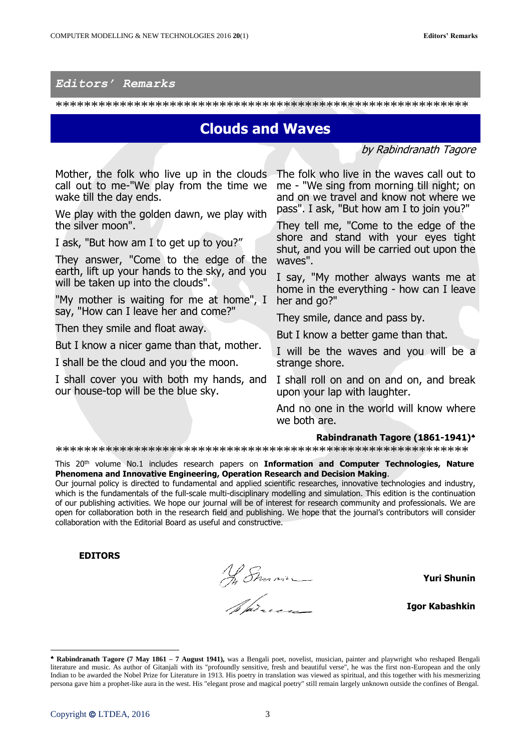## *Editors' Remarks*

*******************************************************

# Clouds and Waves

*by Rabindranath Tagore*

Mother, the folk who live up in the clouds call out to me-"We play from the time we wake till the day ends.

We play with the golden dawn, we play with the silver moon".

I ask, "But how am I to get up to you?"

They answer, "Come to the edge of the earth, lift up your hands to the sky, and you will be taken up into the clouds".

"My mother is waiting for me at home", I say, "How can I leave her and come?"

Then they smile and float away.

But I know a nicer game than that, mother.

I shall be the cloud and you the moon.

I shall cover you with both my hands, and our house-top will be the blue sky.

The folk who live in the waves call out to me - "We sing from morning till night; on and on we travel and know not where we pass". I ask, "But how am I to join you?"

They tell me, "Come to the edge of the shore and stand with your eyes tight shut, and you will be carried out upon the waves".

I say, "My mother always wants me at home in the everything - how can I leave her and go?"

They smile, dance and pass by.

But I know a better game than that.

I will be the waves and you will be a strange shore.

I shall roll on and on and on, and break upon your lap with laughter.

And no one in the world will know where we both are.

**Rabindranath Tagore (1861-1941)**[♣]

*******************************************************

This 20[th] volume No.1 includes research papers on **Information and Computer Technologies, Nature Phenomena and Innovative Engineering, Operation Research and Decision Making**.

Our journal policy is directed to fundamental and applied scientific researches, innovative technologies and industry, which is the fundamentals of the full-scale multi-disciplinary modelling and simulation. This edition is the continuation of our publishing activities. We hope our journal will be of interest for research community and professionals. We are open for collaboration both in the research field and publishing. We hope that the journal's contributors will consider collaboration with the Editorial Board as useful and constructive.

**EDITORS**

**Yuri Shunin**

**Igor Kabashkin**

---

[♣] **Rabindranath Tagore (7 May 1861 – 7 August 1941),** was a Bengali poet, novelist, musician, painter and playwright who reshaped Bengali literature and music. As author of Gitanjali with its "profoundly sensitive, fresh and beautiful verse", he was the first non-European and the only Indian to be awarded the Nobel Prize for Literature in 1913. His poetry in translation was viewed as spiritual, and this together with his mesmerizing persona gave him a prophet-like aura in the west. His "elegant prose and magical poetry" still remain largely unknown outside the confines of Bengal.